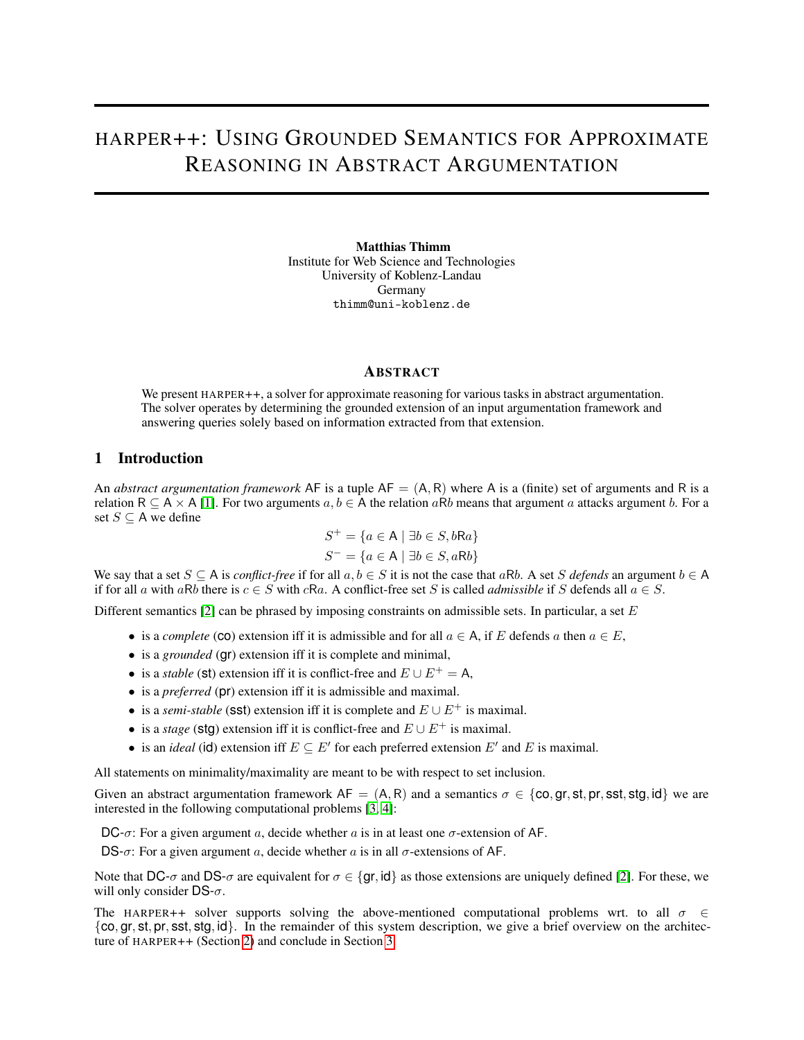# HARPER++: USING GROUNDED SEMANTICS FOR APPROXIMATE REASONING IN ABSTRACT ARGUMENTATION

**Matthias Thimm**
Institute for Web Science and Technologies
University of Koblenz-Landau
Germany
thimm@uni-koblenz.de

## ABSTRACT

We present HARPER++, a solver for approximate reasoning for various tasks in abstract argumentation. The solver operates by determining the grounded extension of an input argumentation framework and answering queries solely based on information extracted from that extension.

## 1 Introduction

An *abstract argumentation framework* $\mathsf{AF}$ is a tuple $\mathsf{AF} = (\mathsf{A}, \mathsf{R})$ where $\mathsf{A}$ is a (finite) set of arguments and $\mathsf{R}$ is a relation $\mathsf{R} \subseteq \mathsf{A} \times \mathsf{A}$ [1]. For two arguments $a, b \in \mathsf{A}$ the relation $a\mathsf{R}b$ means that argument $a$ attacks argument $b$. For a set $S \subseteq \mathsf{A}$ we define

$$S^+ = \{a \in \mathsf{A} \mid \exists b \in S, b\mathsf{R}a\}$$
$$S^- = \{a \in \mathsf{A} \mid \exists b \in S, a\mathsf{R}b\}$$

We say that a set $S \subseteq \mathsf{A}$ is *conflict-free* if for all $a, b \in S$ it is not the case that $a\mathsf{R}b$. A set $S$ *defends* an argument $b \in \mathsf{A}$ if for all $a$ with $a\mathsf{R}b$ there is $c \in S$ with $c\mathsf{R}a$. A conflict-free set $S$ is called *admissible* if $S$ defends all $a \in S$.

Different semantics [2] can be phrased by imposing constraints on admissible sets. In particular, a set $E$

- is a *complete* (co) extension iff it is admissible and for all $a \in \mathsf{A}$, if $E$ defends $a$ then $a \in E$,
- is a *grounded* (gr) extension iff it is complete and minimal,
- is a *stable* (st) extension iff it is conflict-free and $E \cup E^+ = \mathsf{A}$,
- is a *preferred* (pr) extension iff it is admissible and maximal.
- is a *semi-stable* (sst) extension iff it is complete and $E \cup E^+$ is maximal.
- is a *stage* (stg) extension iff it is conflict-free and $E \cup E^+$ is maximal.
- is an *ideal* (id) extension iff $E \subseteq E'$ for each preferred extension $E'$ and $E$ is maximal.

All statements on minimality/maximality are meant to be with respect to set inclusion.

Given an abstract argumentation framework $\mathsf{AF} = (\mathsf{A}, \mathsf{R})$ and a semantics $\sigma \in \{\mathsf{co}, \mathsf{gr}, \mathsf{st}, \mathsf{pr}, \mathsf{sst}, \mathsf{stg}, \mathsf{id}\}$ we are interested in the following computational problems [3, 4]:

DC-$\sigma$: For a given argument $a$, decide whether $a$ is in at least one $\sigma$-extension of $\mathsf{AF}$.

DS-$\sigma$: For a given argument $a$, decide whether $a$ is in all $\sigma$-extensions of $\mathsf{AF}$.

Note that DC-$\sigma$ and DS-$\sigma$ are equivalent for $\sigma \in \{\mathsf{gr}, \mathsf{id}\}$ as those extensions are uniquely defined [2]. For these, we will only consider DS-$\sigma$.

The HARPER++ solver supports solving the above-mentioned computational problems wrt. to all $\sigma \in \{\mathsf{co}, \mathsf{gr}, \mathsf{st}, \mathsf{pr}, \mathsf{sst}, \mathsf{stg}, \mathsf{id}\}$. In the remainder of this system description, we give a brief overview on the architecture of HARPER++ (Section 2) and conclude in Section 3.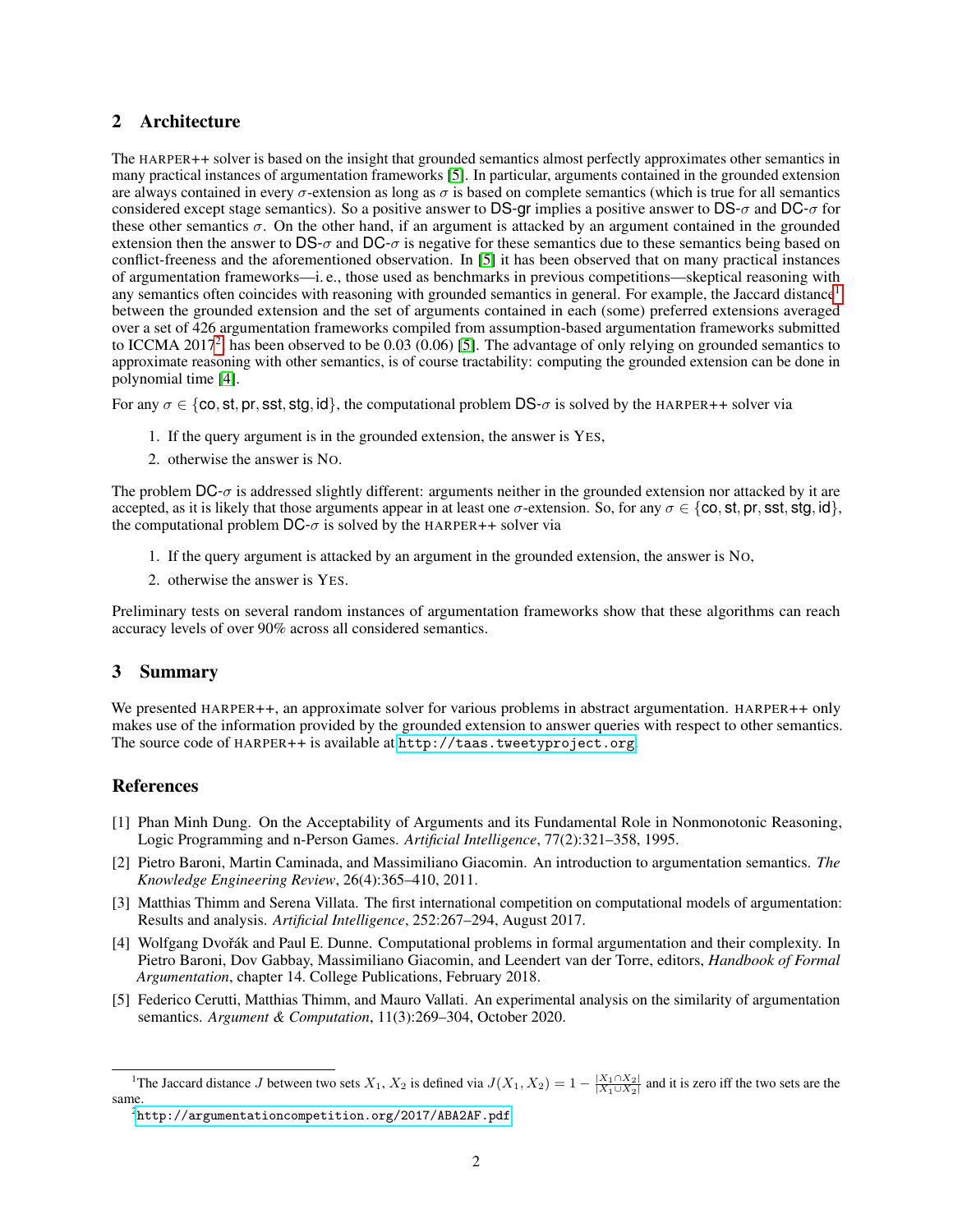## 2 Architecture

The HARPER++ solver is based on the insight that grounded semantics almost perfectly approximates other semantics in many practical instances of argumentation frameworks [5]. In particular, arguments contained in the grounded extension are always contained in every $\sigma$-extension as long as $\sigma$ is based on complete semantics (which is true for all semantics considered except stage semantics). So a positive answer to DS-gr implies a positive answer to DS-$\sigma$ and DC-$\sigma$ for these other semantics $\sigma$. On the other hand, if an argument is attacked by an argument contained in the grounded extension then the answer to DS-$\sigma$ and DC-$\sigma$ is negative for these semantics due to these semantics being based on conflict-freeness and the aforementioned observation. In [5] it has been observed that on many practical instances of argumentation frameworks—i. e., those used as benchmarks in previous competitions—skeptical reasoning with any semantics often coincides with reasoning with grounded semantics in general. For example, the Jaccard distance[1] between the grounded extension and the set of arguments contained in each (some) preferred extensions averaged over a set of 426 argumentation frameworks compiled from assumption-based argumentation frameworks submitted to ICCMA 2017[2], has been observed to be 0.03 (0.06) [5]. The advantage of only relying on grounded semantics to approximate reasoning with other semantics, is of course tractability: computing the grounded extension can be done in polynomial time [4].

For any $\sigma \in \{\text{co}, \text{st}, \text{pr}, \text{sst}, \text{stg}, \text{id}\}$, the computational problem DS-$\sigma$ is solved by the HARPER++ solver via

1. If the query argument is in the grounded extension, the answer is YES,
2. otherwise the answer is NO.

The problem DC-$\sigma$ is addressed slightly different: arguments neither in the grounded extension nor attacked by it are accepted, as it is likely that those arguments appear in at least one $\sigma$-extension. So, for any $\sigma \in \{\text{co}, \text{st}, \text{pr}, \text{sst}, \text{stg}, \text{id}\}$, the computational problem DC-$\sigma$ is solved by the HARPER++ solver via

1. If the query argument is attacked by an argument in the grounded extension, the answer is NO,
2. otherwise the answer is YES.

Preliminary tests on several random instances of argumentation frameworks show that these algorithms can reach accuracy levels of over 90% across all considered semantics.

## 3 Summary

We presented HARPER++, an approximate solver for various problems in abstract argumentation. HARPER++ only makes use of the information provided by the grounded extension to answer queries with respect to other semantics. The source code of HARPER++ is available at http://taas.tweetyproject.org.

## References

[1] Phan Minh Dung. On the Acceptability of Arguments and its Fundamental Role in Nonmonotonic Reasoning, Logic Programming and n-Person Games. *Artificial Intelligence*, 77(2):321–358, 1995.

[2] Pietro Baroni, Martin Caminada, and Massimiliano Giacomin. An introduction to argumentation semantics. *The Knowledge Engineering Review*, 26(4):365–410, 2011.

[3] Matthias Thimm and Serena Villata. The first international competition on computational models of argumentation: Results and analysis. *Artificial Intelligence*, 252:267–294, August 2017.

[4] Wolfgang Dvořák and Paul E. Dunne. Computational problems in formal argumentation and their complexity. In Pietro Baroni, Dov Gabbay, Massimiliano Giacomin, and Leendert van der Torre, editors, *Handbook of Formal Argumentation*, chapter 14. College Publications, February 2018.

[5] Federico Cerutti, Matthias Thimm, and Mauro Vallati. An experimental analysis on the similarity of argumentation semantics. *Argument & Computation*, 11(3):269–304, October 2020.

---

[1] The Jaccard distance $J$ between two sets $X_1$, $X_2$ is defined via $J(X_1, X_2) = 1 - \frac{|X_1 \cap X_2|}{|X_1 \cup X_2|}$ and it is zero iff the two sets are the same.

[2] http://argumentationcompetition.org/2017/ABA2AF.pdf